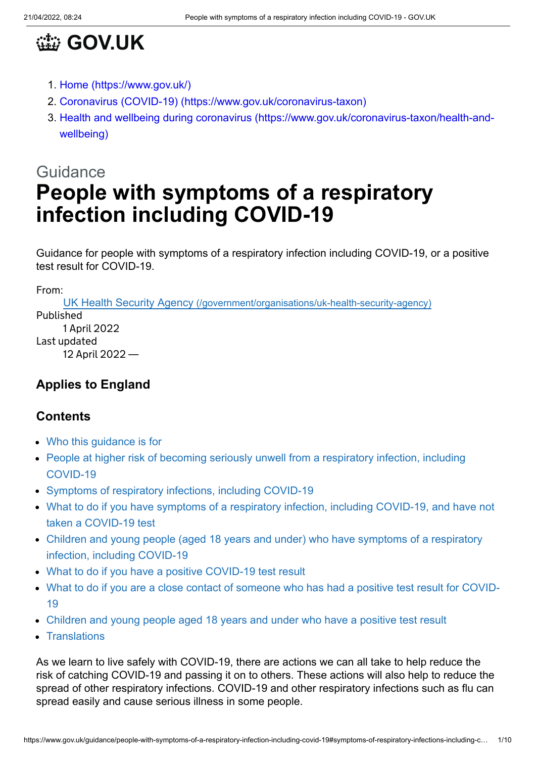# GOV.UK

1. Home (https://www.gov.uk/)
2. Coronavirus (COVID-19) (https://www.gov.uk/coronavirus-taxon)
3. Health and wellbeing during coronavirus (https://www.gov.uk/coronavirus-taxon/health-and-wellbeing)

Guidance

# People with symptoms of a respiratory infection including COVID-19

Guidance for people with symptoms of a respiratory infection including COVID-19, or a positive test result for COVID-19.

From:
UK Health Security Agency (/government/organisations/uk-health-security-agency)

Published
1 April 2022

Last updated
12 April 2022 —

### Applies to England

### Contents

- Who this guidance is for
- People at higher risk of becoming seriously unwell from a respiratory infection, including COVID-19
- Symptoms of respiratory infections, including COVID-19
- What to do if you have symptoms of a respiratory infection, including COVID-19, and have not taken a COVID-19 test
- Children and young people (aged 18 years and under) who have symptoms of a respiratory infection, including COVID-19
- What to do if you have a positive COVID-19 test result
- What to do if you are a close contact of someone who has had a positive test result for COVID-19
- Children and young people aged 18 years and under who have a positive test result
- Translations

As we learn to live safely with COVID-19, there are actions we can all take to help reduce the risk of catching COVID-19 and passing it on to others. These actions will also help to reduce the spread of other respiratory infections. COVID-19 and other respiratory infections such as flu can spread easily and cause serious illness in some people.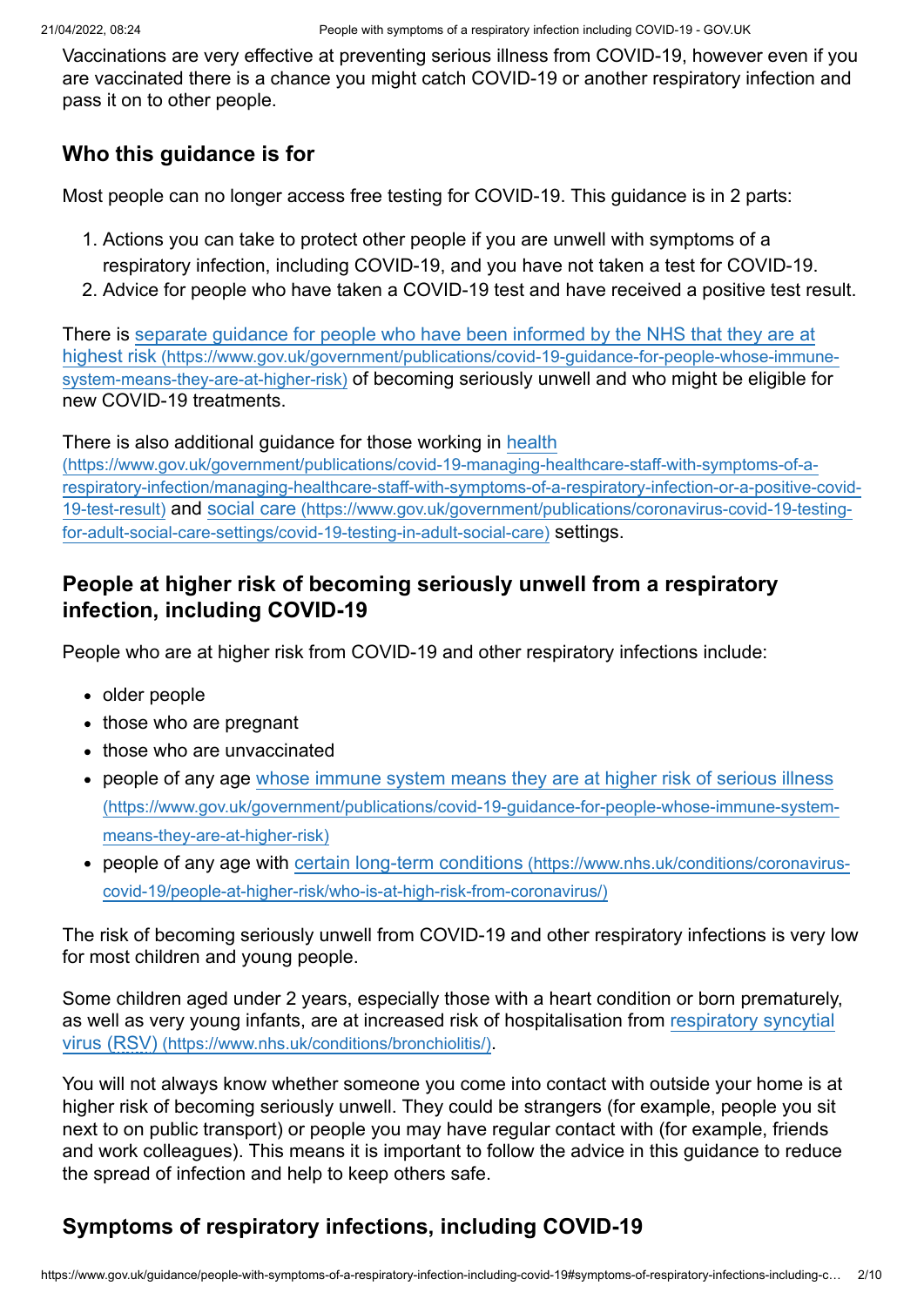Vaccinations are very effective at preventing serious illness from COVID-19, however even if you are vaccinated there is a chance you might catch COVID-19 or another respiratory infection and pass it on to other people.

## Who this guidance is for

Most people can no longer access free testing for COVID-19. This guidance is in 2 parts:

1. Actions you can take to protect other people if you are unwell with symptoms of a respiratory infection, including COVID-19, and you have not taken a test for COVID-19.
2. Advice for people who have taken a COVID-19 test and have received a positive test result.

There is separate guidance for people who have been informed by the NHS that they are at highest risk (https://www.gov.uk/government/publications/covid-19-guidance-for-people-whose-immune-system-means-they-are-at-higher-risk) of becoming seriously unwell and who might be eligible for new COVID-19 treatments.

There is also additional guidance for those working in health (https://www.gov.uk/government/publications/covid-19-managing-healthcare-staff-with-symptoms-of-a-respiratory-infection/managing-healthcare-staff-with-symptoms-of-a-respiratory-infection-or-a-positive-covid-19-test-result) and social care (https://www.gov.uk/government/publications/coronavirus-covid-19-testing-for-adult-social-care-settings/covid-19-testing-in-adult-social-care) settings.

## People at higher risk of becoming seriously unwell from a respiratory infection, including COVID-19

People who are at higher risk from COVID-19 and other respiratory infections include:

- older people
- those who are pregnant
- those who are unvaccinated
- people of any age whose immune system means they are at higher risk of serious illness (https://www.gov.uk/government/publications/covid-19-guidance-for-people-whose-immune-system-means-they-are-at-higher-risk)
- people of any age with certain long-term conditions (https://www.nhs.uk/conditions/coronavirus-covid-19/people-at-higher-risk/who-is-at-high-risk-from-coronavirus/)

The risk of becoming seriously unwell from COVID-19 and other respiratory infections is very low for most children and young people.

Some children aged under 2 years, especially those with a heart condition or born prematurely, as well as very young infants, are at increased risk of hospitalisation from respiratory syncytial virus (RSV) (https://www.nhs.uk/conditions/bronchiolitis/).

You will not always know whether someone you come into contact with outside your home is at higher risk of becoming seriously unwell. They could be strangers (for example, people you sit next to on public transport) or people you may have regular contact with (for example, friends and work colleagues). This means it is important to follow the advice in this guidance to reduce the spread of infection and help to keep others safe.

## Symptoms of respiratory infections, including COVID-19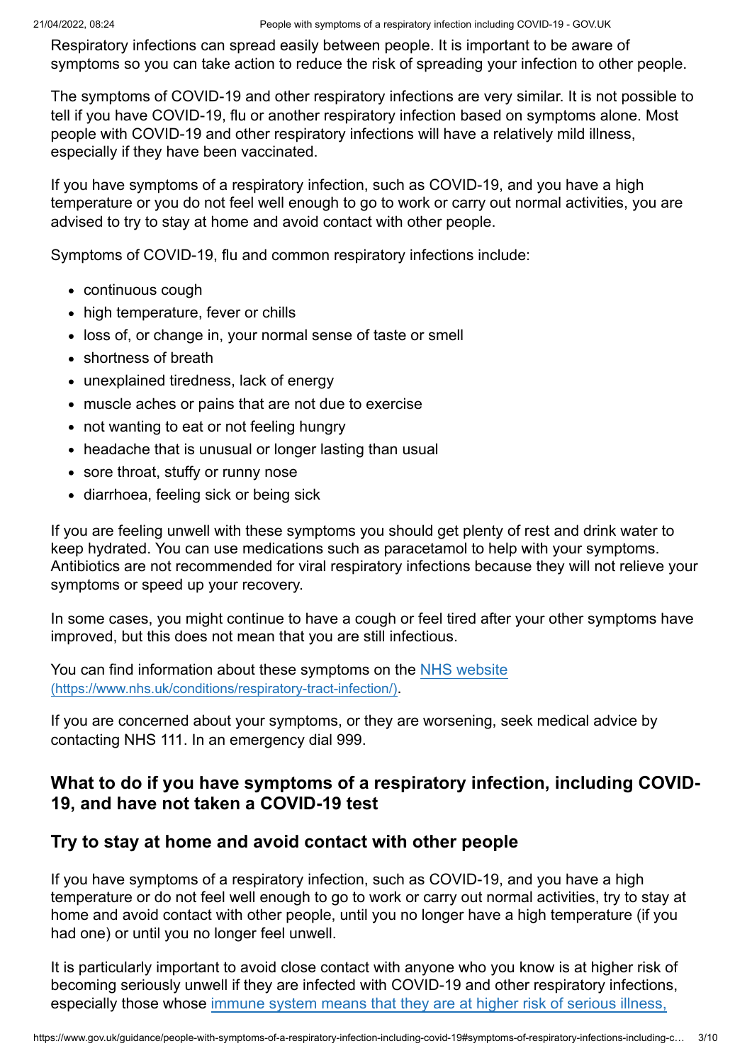Respiratory infections can spread easily between people. It is important to be aware of symptoms so you can take action to reduce the risk of spreading your infection to other people.

The symptoms of COVID-19 and other respiratory infections are very similar. It is not possible to tell if you have COVID-19, flu or another respiratory infection based on symptoms alone. Most people with COVID-19 and other respiratory infections will have a relatively mild illness, especially if they have been vaccinated.

If you have symptoms of a respiratory infection, such as COVID-19, and you have a high temperature or you do not feel well enough to go to work or carry out normal activities, you are advised to try to stay at home and avoid contact with other people.

Symptoms of COVID-19, flu and common respiratory infections include:

- continuous cough
- high temperature, fever or chills
- loss of, or change in, your normal sense of taste or smell
- shortness of breath
- unexplained tiredness, lack of energy
- muscle aches or pains that are not due to exercise
- not wanting to eat or not feeling hungry
- headache that is unusual or longer lasting than usual
- sore throat, stuffy or runny nose
- diarrhoea, feeling sick or being sick

If you are feeling unwell with these symptoms you should get plenty of rest and drink water to keep hydrated. You can use medications such as paracetamol to help with your symptoms. Antibiotics are not recommended for viral respiratory infections because they will not relieve your symptoms or speed up your recovery.

In some cases, you might continue to have a cough or feel tired after your other symptoms have improved, but this does not mean that you are still infectious.

You can find information about these symptoms on the NHS website (https://www.nhs.uk/conditions/respiratory-tract-infection/).

If you are concerned about your symptoms, or they are worsening, seek medical advice by contacting NHS 111. In an emergency dial 999.

## What to do if you have symptoms of a respiratory infection, including COVID-19, and have not taken a COVID-19 test

## Try to stay at home and avoid contact with other people

If you have symptoms of a respiratory infection, such as COVID-19, and you have a high temperature or do not feel well enough to go to work or carry out normal activities, try to stay at home and avoid contact with other people, until you no longer have a high temperature (if you had one) or until you no longer feel unwell.

It is particularly important to avoid close contact with anyone who you know is at higher risk of becoming seriously unwell if they are infected with COVID-19 and other respiratory infections, especially those whose immune system means that they are at higher risk of serious illness,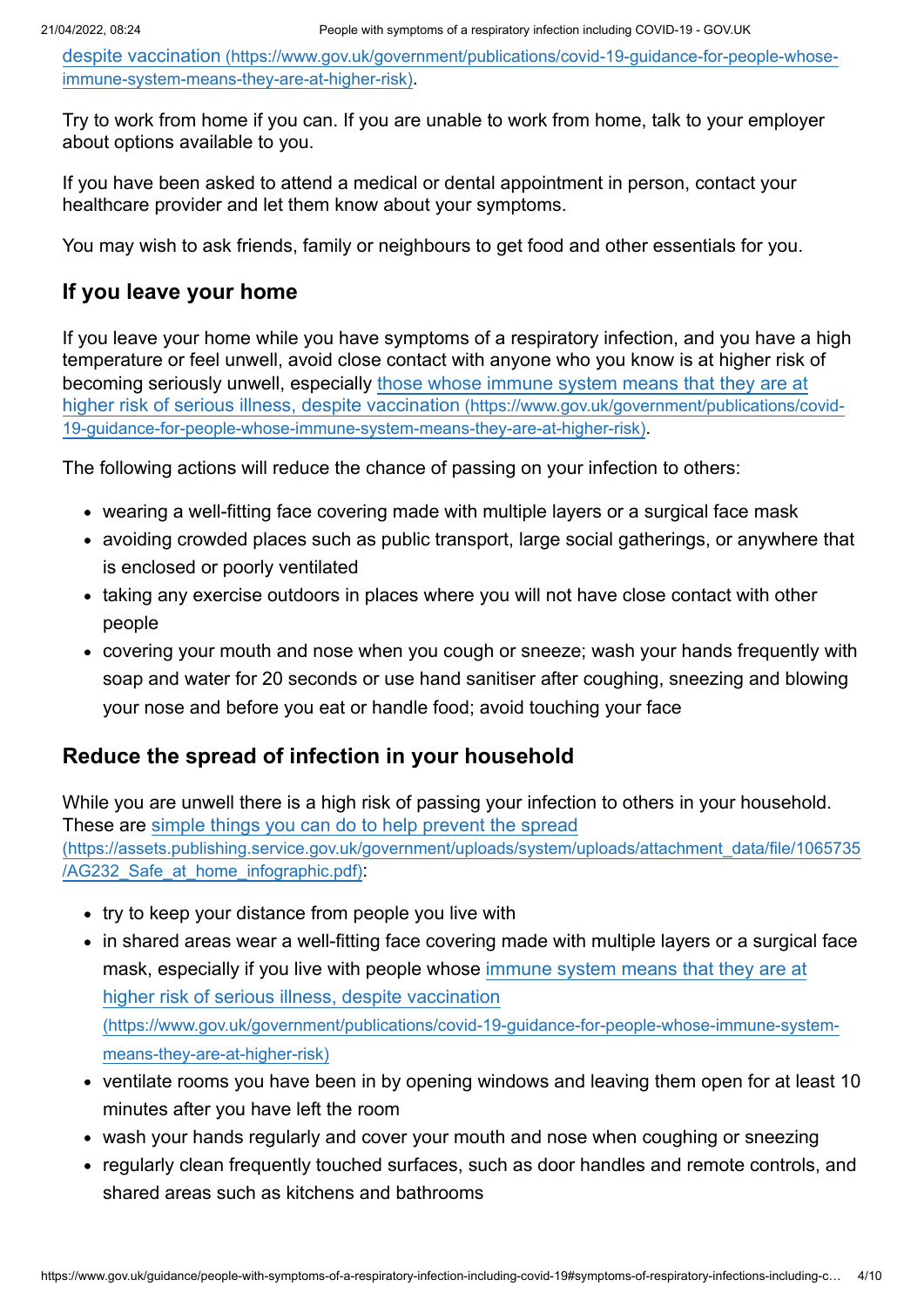[despite vaccination (https://www.gov.uk/government/publications/covid-19-guidance-for-people-whose-immune-system-means-they-are-at-higher-risk)](https://www.gov.uk/government/publications/covid-19-guidance-for-people-whose-immune-system-means-they-are-at-higher-risk).

Try to work from home if you can. If you are unable to work from home, talk to your employer about options available to you.

If you have been asked to attend a medical or dental appointment in person, contact your healthcare provider and let them know about your symptoms.

You may wish to ask friends, family or neighbours to get food and other essentials for you.

## If you leave your home

If you leave your home while you have symptoms of a respiratory infection, and you have a high temperature or feel unwell, avoid close contact with anyone who you know is at higher risk of becoming seriously unwell, especially [those whose immune system means that they are at higher risk of serious illness, despite vaccination (https://www.gov.uk/government/publications/covid-19-guidance-for-people-whose-immune-system-means-they-are-at-higher-risk)](https://www.gov.uk/government/publications/covid-19-guidance-for-people-whose-immune-system-means-they-are-at-higher-risk).

The following actions will reduce the chance of passing on your infection to others:

- wearing a well-fitting face covering made with multiple layers or a surgical face mask
- avoiding crowded places such as public transport, large social gatherings, or anywhere that is enclosed or poorly ventilated
- taking any exercise outdoors in places where you will not have close contact with other people
- covering your mouth and nose when you cough or sneeze; wash your hands frequently with soap and water for 20 seconds or use hand sanitiser after coughing, sneezing and blowing your nose and before you eat or handle food; avoid touching your face

## Reduce the spread of infection in your household

While you are unwell there is a high risk of passing your infection to others in your household. These are [simple things you can do to help prevent the spread (https://assets.publishing.service.gov.uk/government/uploads/system/uploads/attachment_data/file/1065735/AG232_Safe_at_home_infographic.pdf)](https://assets.publishing.service.gov.uk/government/uploads/system/uploads/attachment_data/file/1065735/AG232_Safe_at_home_infographic.pdf):

- try to keep your distance from people you live with
- in shared areas wear a well-fitting face covering made with multiple layers or a surgical face mask, especially if you live with people whose [immune system means that they are at higher risk of serious illness, despite vaccination (https://www.gov.uk/government/publications/covid-19-guidance-for-people-whose-immune-system-means-they-are-at-higher-risk)](https://www.gov.uk/government/publications/covid-19-guidance-for-people-whose-immune-system-means-they-are-at-higher-risk)
- ventilate rooms you have been in by opening windows and leaving them open for at least 10 minutes after you have left the room
- wash your hands regularly and cover your mouth and nose when coughing or sneezing
- regularly clean frequently touched surfaces, such as door handles and remote controls, and shared areas such as kitchens and bathrooms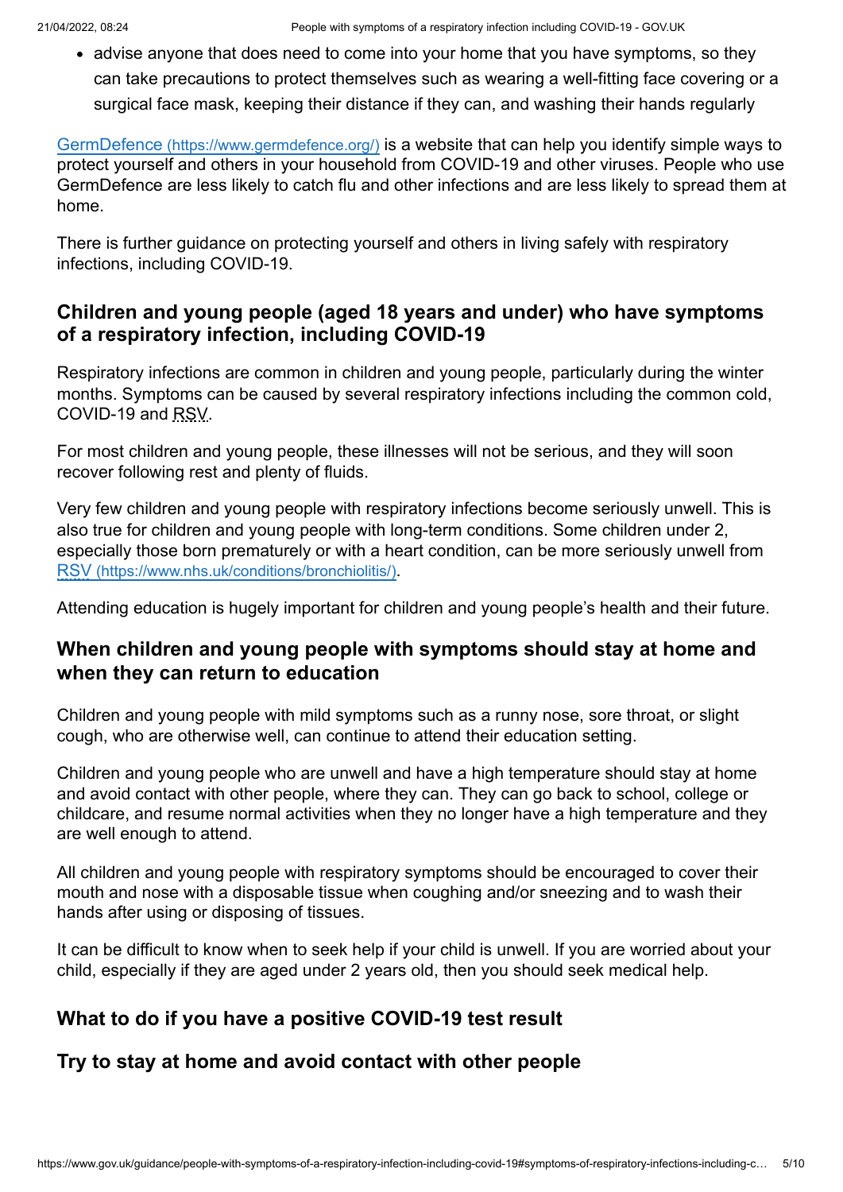- advise anyone that does need to come into your home that you have symptoms, so they can take precautions to protect themselves such as wearing a well-fitting face covering or a surgical face mask, keeping their distance if they can, and washing their hands regularly

GermDefence (https://www.germdefence.org/) is a website that can help you identify simple ways to protect yourself and others in your household from COVID-19 and other viruses. People who use GermDefence are less likely to catch flu and other infections and are less likely to spread them at home.

There is further guidance on protecting yourself and others in living safely with respiratory infections, including COVID-19.

## Children and young people (aged 18 years and under) who have symptoms of a respiratory infection, including COVID-19

Respiratory infections are common in children and young people, particularly during the winter months. Symptoms can be caused by several respiratory infections including the common cold, COVID-19 and RSV.

For most children and young people, these illnesses will not be serious, and they will soon recover following rest and plenty of fluids.

Very few children and young people with respiratory infections become seriously unwell. This is also true for children and young people with long-term conditions. Some children under 2, especially those born prematurely or with a heart condition, can be more seriously unwell from RSV (https://www.nhs.uk/conditions/bronchiolitis/).

Attending education is hugely important for children and young people's health and their future.

## When children and young people with symptoms should stay at home and when they can return to education

Children and young people with mild symptoms such as a runny nose, sore throat, or slight cough, who are otherwise well, can continue to attend their education setting.

Children and young people who are unwell and have a high temperature should stay at home and avoid contact with other people, where they can. They can go back to school, college or childcare, and resume normal activities when they no longer have a high temperature and they are well enough to attend.

All children and young people with respiratory symptoms should be encouraged to cover their mouth and nose with a disposable tissue when coughing and/or sneezing and to wash their hands after using or disposing of tissues.

It can be difficult to know when to seek help if your child is unwell. If you are worried about your child, especially if they are aged under 2 years old, then you should seek medical help.

## What to do if you have a positive COVID-19 test result

## Try to stay at home and avoid contact with other people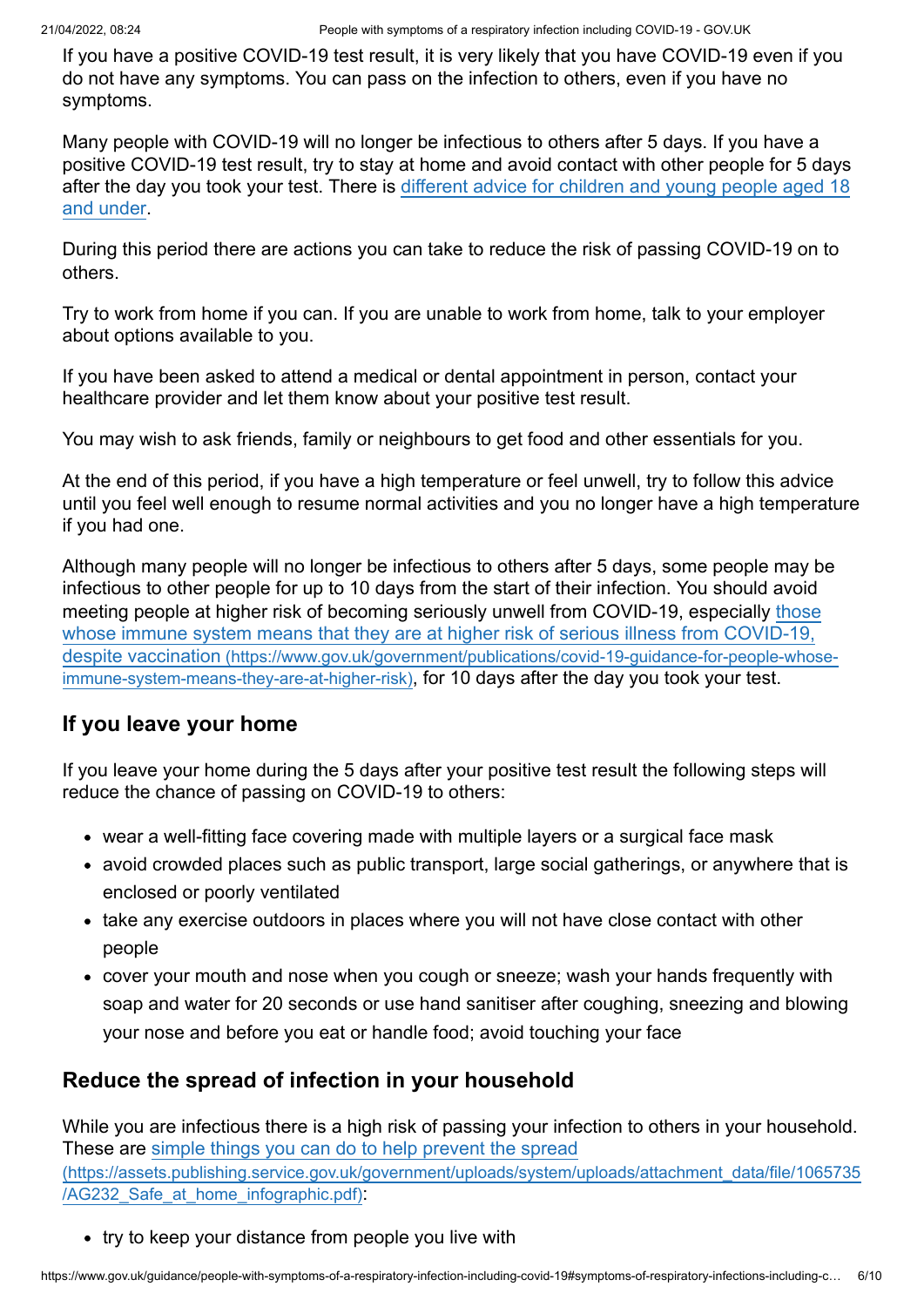If you have a positive COVID-19 test result, it is very likely that you have COVID-19 even if you do not have any symptoms. You can pass on the infection to others, even if you have no symptoms.

Many people with COVID-19 will no longer be infectious to others after 5 days. If you have a positive COVID-19 test result, try to stay at home and avoid contact with other people for 5 days after the day you took your test. There is different advice for children and young people aged 18 and under.

During this period there are actions you can take to reduce the risk of passing COVID-19 on to others.

Try to work from home if you can. If you are unable to work from home, talk to your employer about options available to you.

If you have been asked to attend a medical or dental appointment in person, contact your healthcare provider and let them know about your positive test result.

You may wish to ask friends, family or neighbours to get food and other essentials for you.

At the end of this period, if you have a high temperature or feel unwell, try to follow this advice until you feel well enough to resume normal activities and you no longer have a high temperature if you had one.

Although many people will no longer be infectious to others after 5 days, some people may be infectious to other people for up to 10 days from the start of their infection. You should avoid meeting people at higher risk of becoming seriously unwell from COVID-19, especially those whose immune system means that they are at higher risk of serious illness from COVID-19, despite vaccination (https://www.gov.uk/government/publications/covid-19-guidance-for-people-whose-immune-system-means-they-are-at-higher-risk), for 10 days after the day you took your test.

## If you leave your home

If you leave your home during the 5 days after your positive test result the following steps will reduce the chance of passing on COVID-19 to others:

- wear a well-fitting face covering made with multiple layers or a surgical face mask
- avoid crowded places such as public transport, large social gatherings, or anywhere that is enclosed or poorly ventilated
- take any exercise outdoors in places where you will not have close contact with other people
- cover your mouth and nose when you cough or sneeze; wash your hands frequently with soap and water for 20 seconds or use hand sanitiser after coughing, sneezing and blowing your nose and before you eat or handle food; avoid touching your face

## Reduce the spread of infection in your household

While you are infectious there is a high risk of passing your infection to others in your household. These are simple things you can do to help prevent the spread (https://assets.publishing.service.gov.uk/government/uploads/system/uploads/attachment_data/file/1065735/AG232_Safe_at_home_infographic.pdf):

- try to keep your distance from people you live with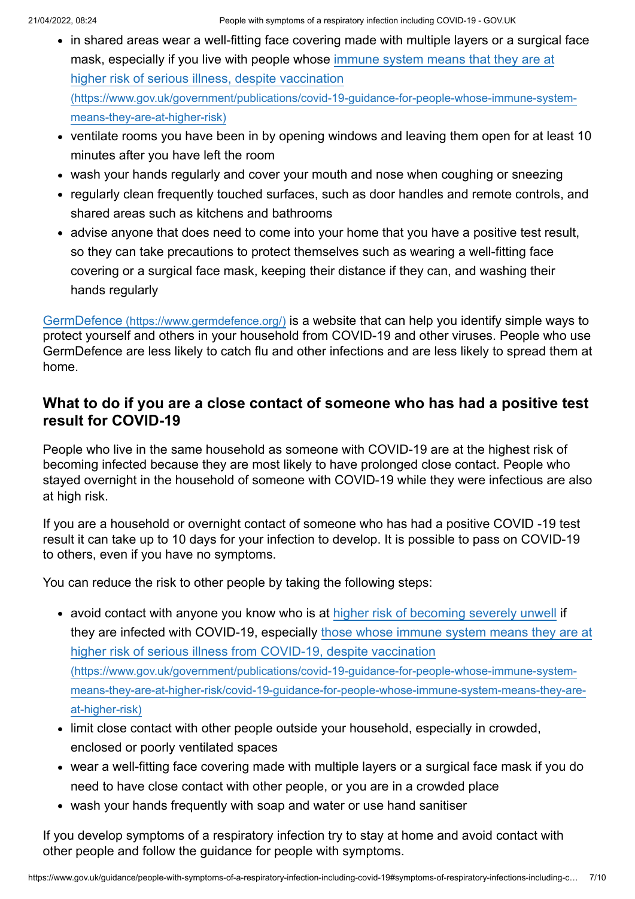- in shared areas wear a well-fitting face covering made with multiple layers or a surgical face mask, especially if you live with people whose [immune system means that they are at higher risk of serious illness, despite vaccination (https://www.gov.uk/government/publications/covid-19-guidance-for-people-whose-immune-system-means-they-are-at-higher-risk)](https://www.gov.uk/government/publications/covid-19-guidance-for-people-whose-immune-system-means-they-are-at-higher-risk)
- ventilate rooms you have been in by opening windows and leaving them open for at least 10 minutes after you have left the room
- wash your hands regularly and cover your mouth and nose when coughing or sneezing
- regularly clean frequently touched surfaces, such as door handles and remote controls, and shared areas such as kitchens and bathrooms
- advise anyone that does need to come into your home that you have a positive test result, so they can take precautions to protect themselves such as wearing a well-fitting face covering or a surgical face mask, keeping their distance if they can, and washing their hands regularly

[GermDefence (https://www.germdefence.org/)](https://www.germdefence.org/) is a website that can help you identify simple ways to protect yourself and others in your household from COVID-19 and other viruses. People who use GermDefence are less likely to catch flu and other infections and are less likely to spread them at home.

### What to do if you are a close contact of someone who has had a positive test result for COVID-19

People who live in the same household as someone with COVID-19 are at the highest risk of becoming infected because they are most likely to have prolonged close contact. People who stayed overnight in the household of someone with COVID-19 while they were infectious are also at high risk.

If you are a household or overnight contact of someone who has had a positive COVID -19 test result it can take up to 10 days for your infection to develop. It is possible to pass on COVID-19 to others, even if you have no symptoms.

You can reduce the risk to other people by taking the following steps:

- avoid contact with anyone you know who is at higher risk of becoming severely unwell if they are infected with COVID-19, especially [those whose immune system means they are at higher risk of serious illness from COVID-19, despite vaccination (https://www.gov.uk/government/publications/covid-19-guidance-for-people-whose-immune-system-means-they-are-at-higher-risk/covid-19-guidance-for-people-whose-immune-system-means-they-are-at-higher-risk)](https://www.gov.uk/government/publications/covid-19-guidance-for-people-whose-immune-system-means-they-are-at-higher-risk/covid-19-guidance-for-people-whose-immune-system-means-they-are-at-higher-risk)
- limit close contact with other people outside your household, especially in crowded, enclosed or poorly ventilated spaces
- wear a well-fitting face covering made with multiple layers or a surgical face mask if you do need to have close contact with other people, or you are in a crowded place
- wash your hands frequently with soap and water or use hand sanitiser

If you develop symptoms of a respiratory infection try to stay at home and avoid contact with other people and follow the guidance for people with symptoms.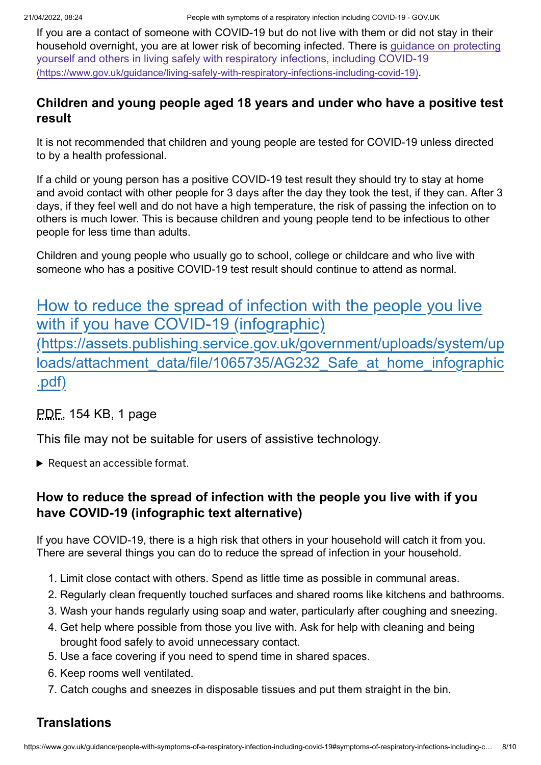If you are a contact of someone with COVID-19 but do not live with them or did not stay in their household overnight, you are at lower risk of becoming infected. There is [guidance on protecting yourself and others in living safely with respiratory infections, including COVID-19 (https://www.gov.uk/guidance/living-safely-with-respiratory-infections-including-covid-19)](https://www.gov.uk/guidance/living-safely-with-respiratory-infections-including-covid-19).

### Children and young people aged 18 years and under who have a positive test result

It is not recommended that children and young people are tested for COVID-19 unless directed to by a health professional.

If a child or young person has a positive COVID-19 test result they should try to stay at home and avoid contact with other people for 3 days after the day they took the test, if they can. After 3 days, if they feel well and do not have a high temperature, the risk of passing the infection on to others is much lower. This is because children and young people tend to be infectious to other people for less time than adults.

Children and young people who usually go to school, college or childcare and who live with someone who has a positive COVID-19 test result should continue to attend as normal.

## [How to reduce the spread of infection with the people you live with if you have COVID-19 (infographic) (https://assets.publishing.service.gov.uk/government/uploads/system/uploads/attachment_data/file/1065735/AG232_Safe_at_home_infographic.pdf)](https://assets.publishing.service.gov.uk/government/uploads/system/uploads/attachment_data/file/1065735/AG232_Safe_at_home_infographic.pdf)

PDF, 154 KB, 1 page

This file may not be suitable for users of assistive technology.

▶ Request an accessible format.

### How to reduce the spread of infection with the people you live with if you have COVID-19 (infographic text alternative)

If you have COVID-19, there is a high risk that others in your household will catch it from you. There are several things you can do to reduce the spread of infection in your household.

1. Limit close contact with others. Spend as little time as possible in communal areas.
2. Regularly clean frequently touched surfaces and shared rooms like kitchens and bathrooms.
3. Wash your hands regularly using soap and water, particularly after coughing and sneezing.
4. Get help where possible from those you live with. Ask for help with cleaning and being brought food safely to avoid unnecessary contact.
5. Use a face covering if you need to spend time in shared spaces.
6. Keep rooms well ventilated.
7. Catch coughs and sneezes in disposable tissues and put them straight in the bin.

### Translations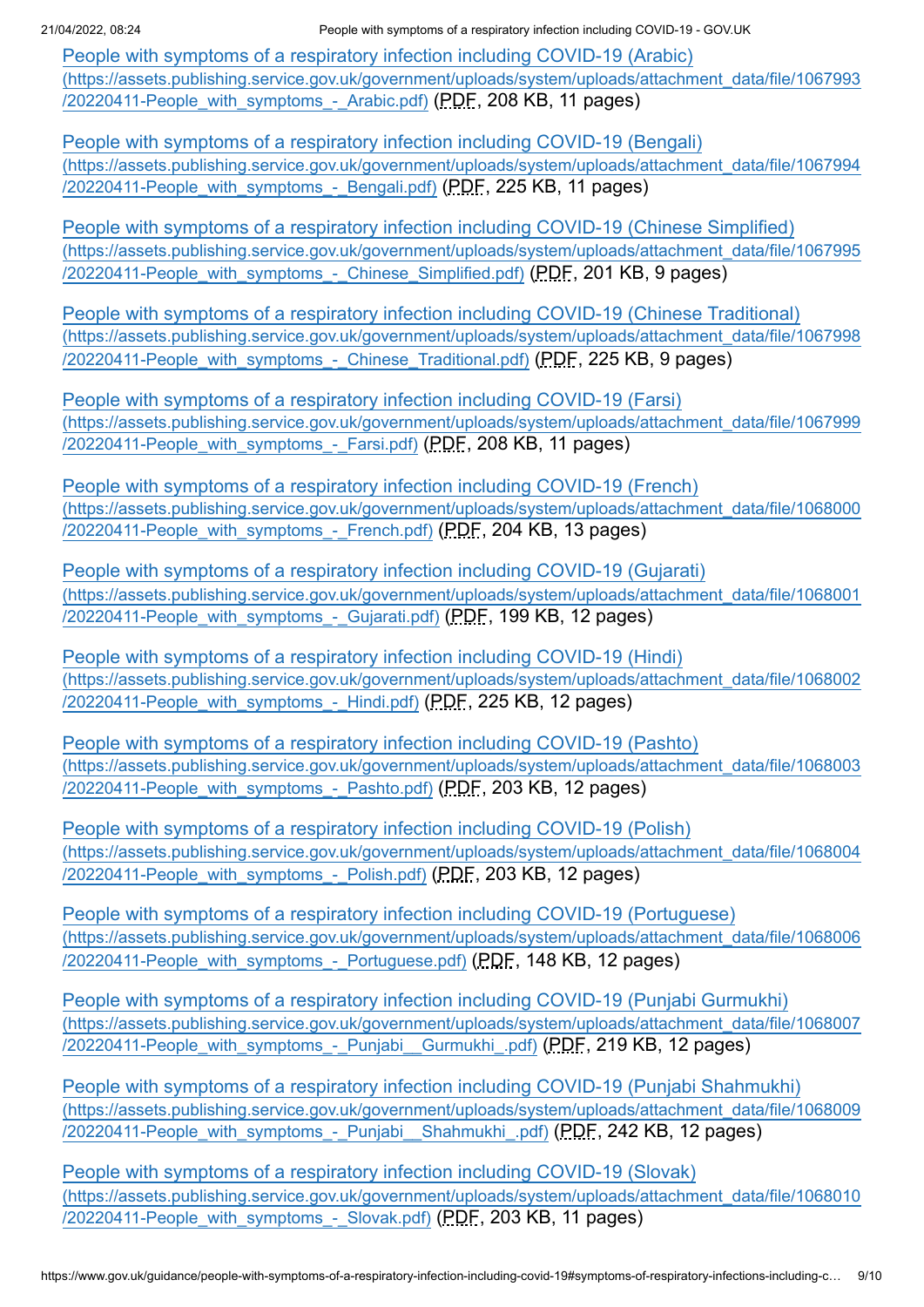People with symptoms of a respiratory infection including COVID-19 (Arabic) (https://assets.publishing.service.gov.uk/government/uploads/system/uploads/attachment_data/file/1067993/20220411-People_with_symptoms_-_Arabic.pdf) (PDF, 208 KB, 11 pages)

People with symptoms of a respiratory infection including COVID-19 (Bengali) (https://assets.publishing.service.gov.uk/government/uploads/system/uploads/attachment_data/file/1067994/20220411-People_with_symptoms_-_Bengali.pdf) (PDF, 225 KB, 11 pages)

People with symptoms of a respiratory infection including COVID-19 (Chinese Simplified) (https://assets.publishing.service.gov.uk/government/uploads/system/uploads/attachment_data/file/1067995/20220411-People_with_symptoms_-_Chinese_Simplified.pdf) (PDF, 201 KB, 9 pages)

People with symptoms of a respiratory infection including COVID-19 (Chinese Traditional) (https://assets.publishing.service.gov.uk/government/uploads/system/uploads/attachment_data/file/1067998/20220411-People_with_symptoms_-_Chinese_Traditional.pdf) (PDF, 225 KB, 9 pages)

People with symptoms of a respiratory infection including COVID-19 (Farsi) (https://assets.publishing.service.gov.uk/government/uploads/system/uploads/attachment_data/file/1067999/20220411-People_with_symptoms_-_Farsi.pdf) (PDF, 208 KB, 11 pages)

People with symptoms of a respiratory infection including COVID-19 (French) (https://assets.publishing.service.gov.uk/government/uploads/system/uploads/attachment_data/file/1068000/20220411-People_with_symptoms_-_French.pdf) (PDF, 204 KB, 13 pages)

People with symptoms of a respiratory infection including COVID-19 (Gujarati) (https://assets.publishing.service.gov.uk/government/uploads/system/uploads/attachment_data/file/1068001/20220411-People_with_symptoms_-_Gujarati.pdf) (PDF, 199 KB, 12 pages)

People with symptoms of a respiratory infection including COVID-19 (Hindi) (https://assets.publishing.service.gov.uk/government/uploads/system/uploads/attachment_data/file/1068002/20220411-People_with_symptoms_-_Hindi.pdf) (PDF, 225 KB, 12 pages)

People with symptoms of a respiratory infection including COVID-19 (Pashto) (https://assets.publishing.service.gov.uk/government/uploads/system/uploads/attachment_data/file/1068003/20220411-People_with_symptoms_-_Pashto.pdf) (PDF, 203 KB, 12 pages)

People with symptoms of a respiratory infection including COVID-19 (Polish) (https://assets.publishing.service.gov.uk/government/uploads/system/uploads/attachment_data/file/1068004/20220411-People_with_symptoms_-_Polish.pdf) (PDF, 203 KB, 12 pages)

People with symptoms of a respiratory infection including COVID-19 (Portuguese) (https://assets.publishing.service.gov.uk/government/uploads/system/uploads/attachment_data/file/1068006/20220411-People_with_symptoms_-_Portuguese.pdf) (PDF, 148 KB, 12 pages)

People with symptoms of a respiratory infection including COVID-19 (Punjabi Gurmukhi) (https://assets.publishing.service.gov.uk/government/uploads/system/uploads/attachment_data/file/1068007/20220411-People_with_symptoms_-_Punjabi__Gurmukhi_.pdf) (PDF, 219 KB, 12 pages)

People with symptoms of a respiratory infection including COVID-19 (Punjabi Shahmukhi) (https://assets.publishing.service.gov.uk/government/uploads/system/uploads/attachment_data/file/1068009/20220411-People_with_symptoms_-_Punjabi__Shahmukhi_.pdf) (PDF, 242 KB, 12 pages)

People with symptoms of a respiratory infection including COVID-19 (Slovak) (https://assets.publishing.service.gov.uk/government/uploads/system/uploads/attachment_data/file/1068010/20220411-People_with_symptoms_-_Slovak.pdf) (PDF, 203 KB, 11 pages)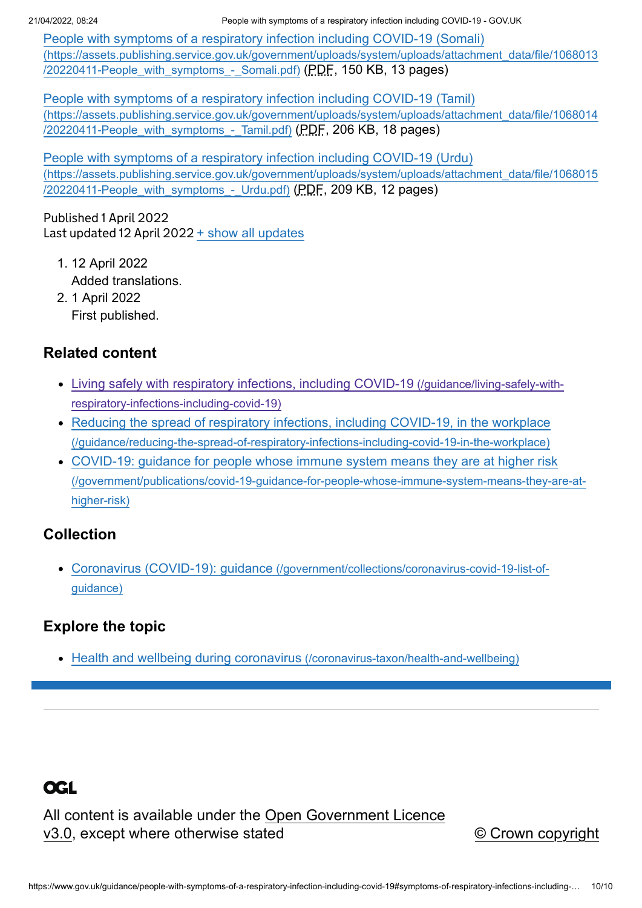[People with symptoms of a respiratory infection including COVID-19 (Somali)](https://assets.publishing.service.gov.uk/government/uploads/system/uploads/attachment_data/file/1068013/20220411-People_with_symptoms_-_Somali.pdf) (https://assets.publishing.service.gov.uk/government/uploads/system/uploads/attachment_data/file/1068013/20220411-People_with_symptoms_-_Somali.pdf) (PDF, 150 KB, 13 pages)

[People with symptoms of a respiratory infection including COVID-19 (Tamil)](https://assets.publishing.service.gov.uk/government/uploads/system/uploads/attachment_data/file/1068014/20220411-People_with_symptoms_-_Tamil.pdf) (https://assets.publishing.service.gov.uk/government/uploads/system/uploads/attachment_data/file/1068014/20220411-People_with_symptoms_-_Tamil.pdf) (PDF, 206 KB, 18 pages)

[People with symptoms of a respiratory infection including COVID-19 (Urdu)](https://assets.publishing.service.gov.uk/government/uploads/system/uploads/attachment_data/file/1068015/20220411-People_with_symptoms_-_Urdu.pdf) (https://assets.publishing.service.gov.uk/government/uploads/system/uploads/attachment_data/file/1068015/20220411-People_with_symptoms_-_Urdu.pdf) (PDF, 209 KB, 12 pages)

Published 1 April 2022
Last updated 12 April 2022 + show all updates

1. 12 April 2022
   Added translations.
2. 1 April 2022
   First published.

## Related content

- [Living safely with respiratory infections, including COVID-19](/guidance/living-safely-with-respiratory-infections-including-covid-19) (/guidance/living-safely-with-respiratory-infections-including-covid-19)
- [Reducing the spread of respiratory infections, including COVID-19, in the workplace](/guidance/reducing-the-spread-of-respiratory-infections-including-covid-19-in-the-workplace) (/guidance/reducing-the-spread-of-respiratory-infections-including-covid-19-in-the-workplace)
- [COVID-19: guidance for people whose immune system means they are at higher risk](/government/publications/covid-19-guidance-for-people-whose-immune-system-means-they-are-at-higher-risk) (/government/publications/covid-19-guidance-for-people-whose-immune-system-means-they-are-at-higher-risk)

## Collection

- [Coronavirus (COVID-19): guidance](/government/collections/coronavirus-covid-19-list-of-guidance) (/government/collections/coronavirus-covid-19-list-of-guidance)

## Explore the topic

- [Health and wellbeing during coronavirus](/coronavirus-taxon/health-and-wellbeing) (/coronavirus-taxon/health-and-wellbeing)

OGL

All content is available under the Open Government Licence v3.0, except where otherwise stated

© Crown copyright